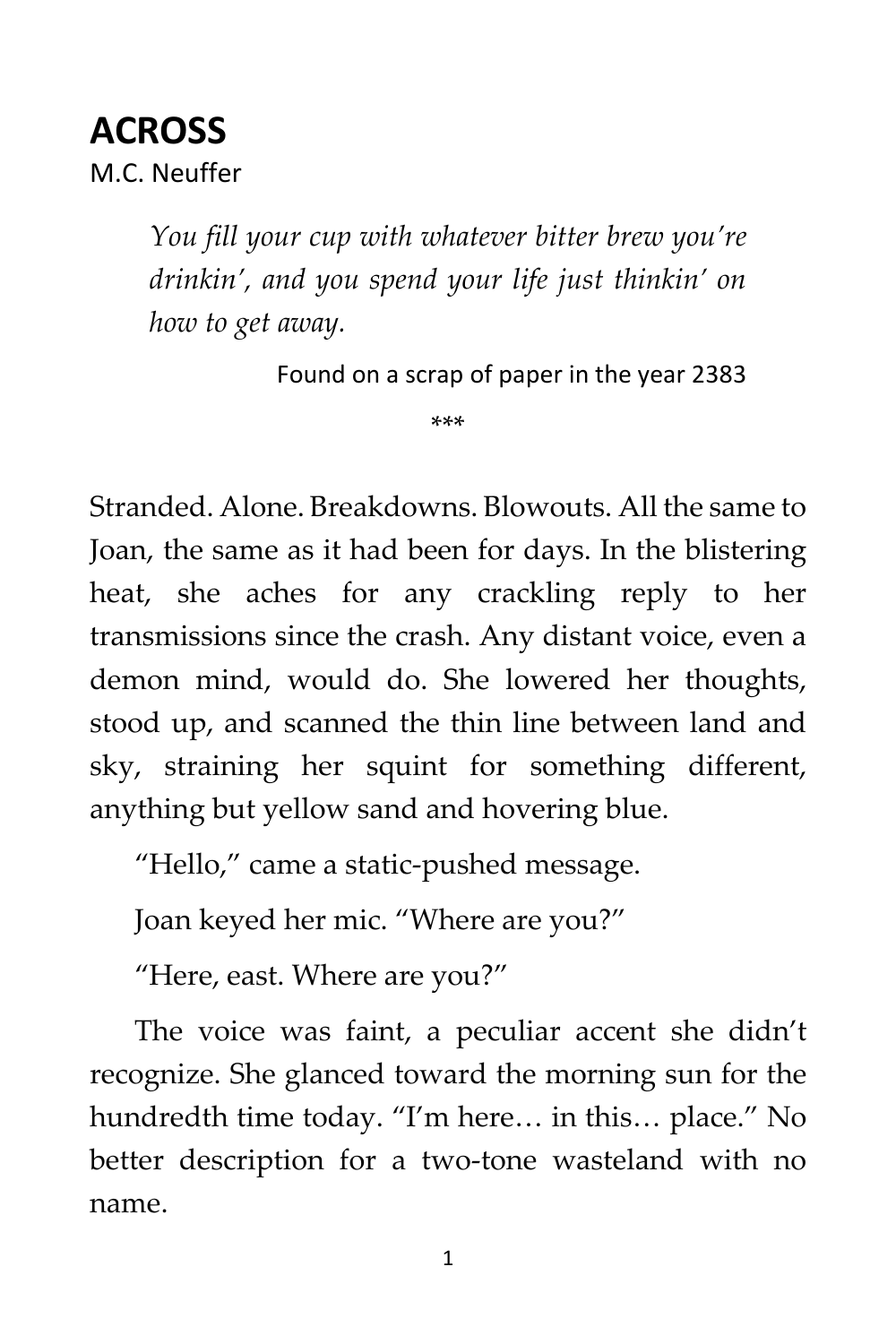# ACROSS

M.C. Neuffer

> *You fill your cup with whatever bitter brew you're drinkin', and you spend your life just thinkin' on how to get away.*
>
> Found on a scrap of paper in the year 2383

\*\*\*

Stranded. Alone. Breakdowns. Blowouts. All the same to Joan, the same as it had been for days. In the blistering heat, she aches for any crackling reply to her transmissions since the crash. Any distant voice, even a demon mind, would do. She lowered her thoughts, stood up, and scanned the thin line between land and sky, straining her squint for something different, anything but yellow sand and hovering blue.

"Hello," came a static-pushed message.

Joan keyed her mic. "Where are you?"

"Here, east. Where are you?"

The voice was faint, a peculiar accent she didn't recognize. She glanced toward the morning sun for the hundredth time today. "I'm here… in this… place." No better description for a two-tone wasteland with no name.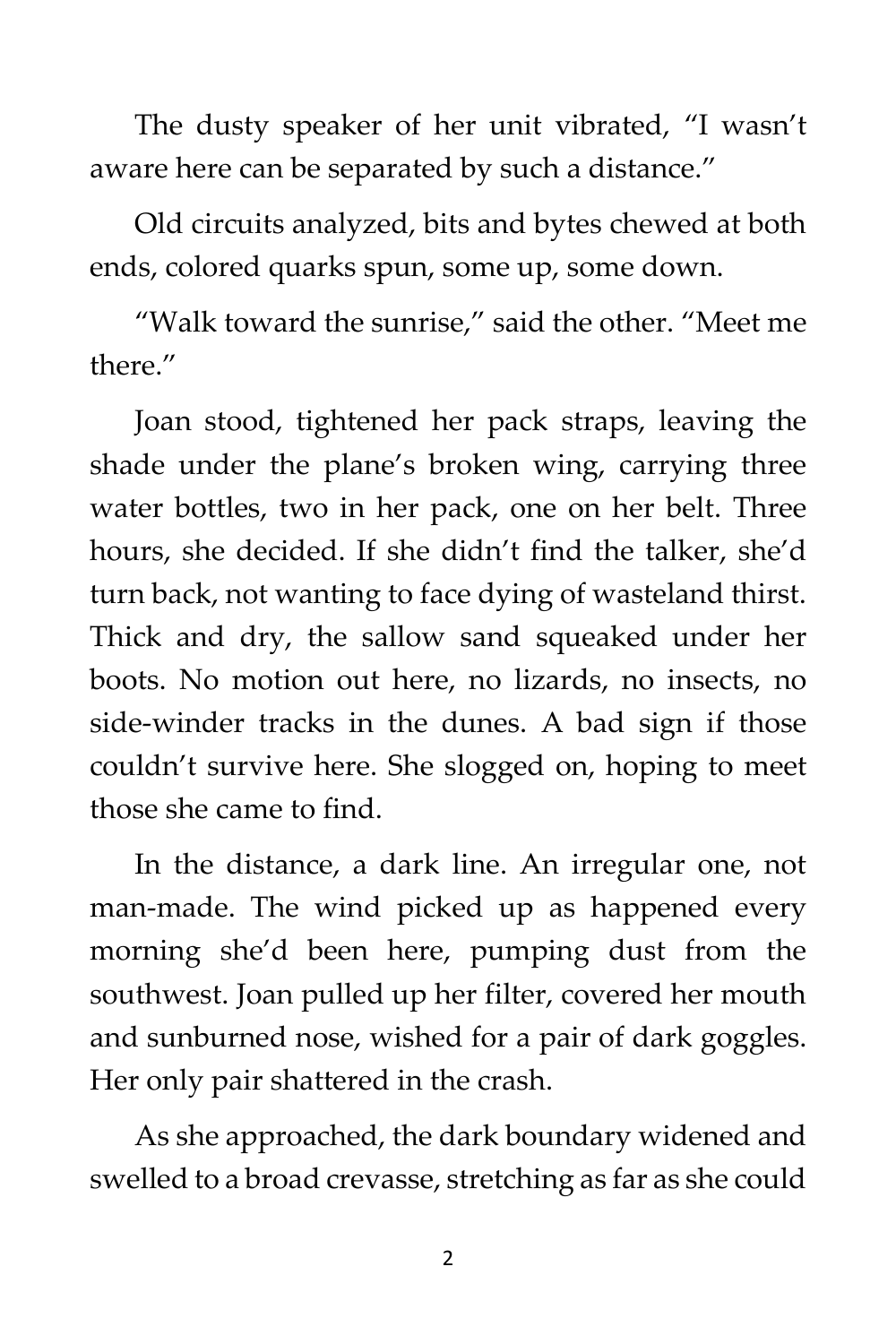The dusty speaker of her unit vibrated, "I wasn't aware here can be separated by such a distance."

Old circuits analyzed, bits and bytes chewed at both ends, colored quarks spun, some up, some down.

"Walk toward the sunrise," said the other. "Meet me there."

Joan stood, tightened her pack straps, leaving the shade under the plane's broken wing, carrying three water bottles, two in her pack, one on her belt. Three hours, she decided. If she didn't find the talker, she'd turn back, not wanting to face dying of wasteland thirst. Thick and dry, the sallow sand squeaked under her boots. No motion out here, no lizards, no insects, no side-winder tracks in the dunes. A bad sign if those couldn't survive here. She slogged on, hoping to meet those she came to find.

In the distance, a dark line. An irregular one, not man-made. The wind picked up as happened every morning she'd been here, pumping dust from the southwest. Joan pulled up her filter, covered her mouth and sunburned nose, wished for a pair of dark goggles. Her only pair shattered in the crash.

As she approached, the dark boundary widened and swelled to a broad crevasse, stretching as far as she could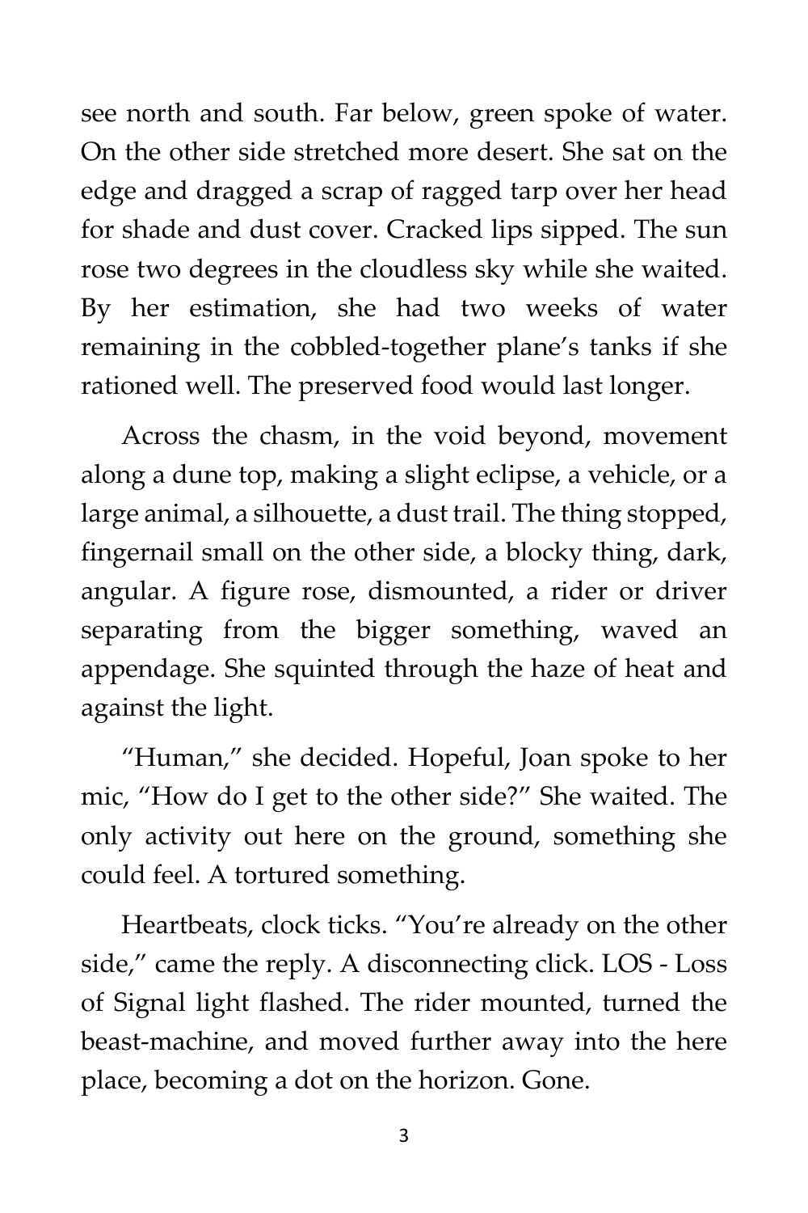see north and south. Far below, green spoke of water. On the other side stretched more desert. She sat on the edge and dragged a scrap of ragged tarp over her head for shade and dust cover. Cracked lips sipped. The sun rose two degrees in the cloudless sky while she waited. By her estimation, she had two weeks of water remaining in the cobbled-together plane's tanks if she rationed well. The preserved food would last longer.

Across the chasm, in the void beyond, movement along a dune top, making a slight eclipse, a vehicle, or a large animal, a silhouette, a dust trail. The thing stopped, fingernail small on the other side, a blocky thing, dark, angular. A figure rose, dismounted, a rider or driver separating from the bigger something, waved an appendage. She squinted through the haze of heat and against the light.

"Human," she decided. Hopeful, Joan spoke to her mic, "How do I get to the other side?" She waited. The only activity out here on the ground, something she could feel. A tortured something.

Heartbeats, clock ticks. "You're already on the other side," came the reply. A disconnecting click. LOS - Loss of Signal light flashed. The rider mounted, turned the beast-machine, and moved further away into the here place, becoming a dot on the horizon. Gone.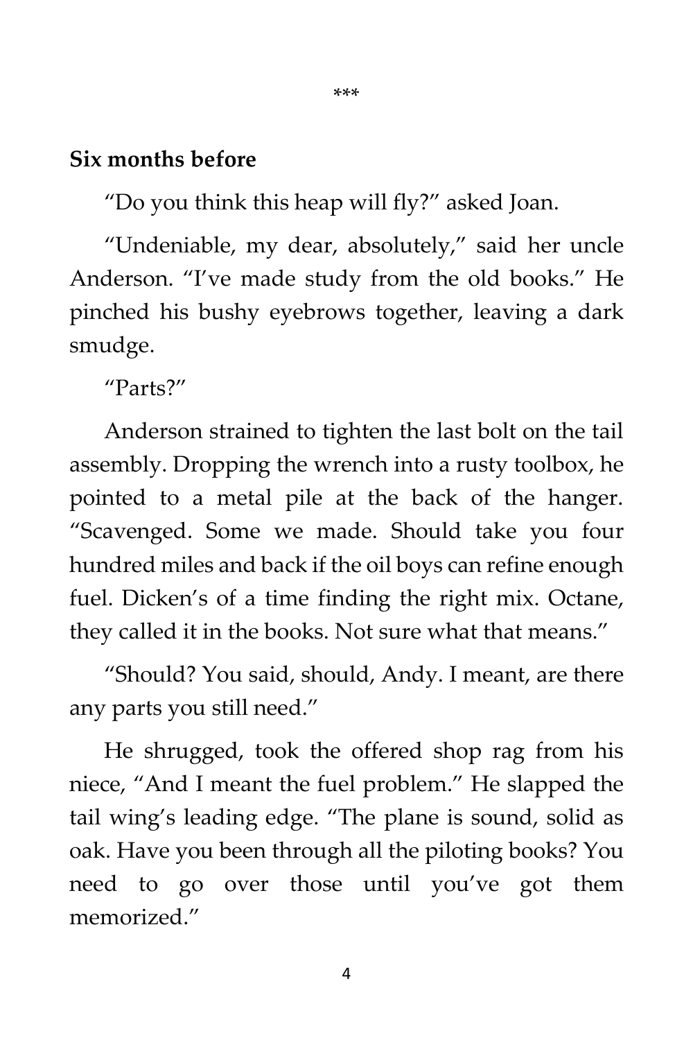\*\*\*

**Six months before**

"Do you think this heap will fly?" asked Joan.

"Undeniable, my dear, absolutely," said her uncle Anderson. "I've made study from the old books." He pinched his bushy eyebrows together, leaving a dark smudge.

"Parts?"

Anderson strained to tighten the last bolt on the tail assembly. Dropping the wrench into a rusty toolbox, he pointed to a metal pile at the back of the hanger. "Scavenged. Some we made. Should take you four hundred miles and back if the oil boys can refine enough fuel. Dicken's of a time finding the right mix. Octane, they called it in the books. Not sure what that means."

"Should? You said, should, Andy. I meant, are there any parts you still need."

He shrugged, took the offered shop rag from his niece, "And I meant the fuel problem." He slapped the tail wing's leading edge. "The plane is sound, solid as oak. Have you been through all the piloting books? You need to go over those until you've got them memorized."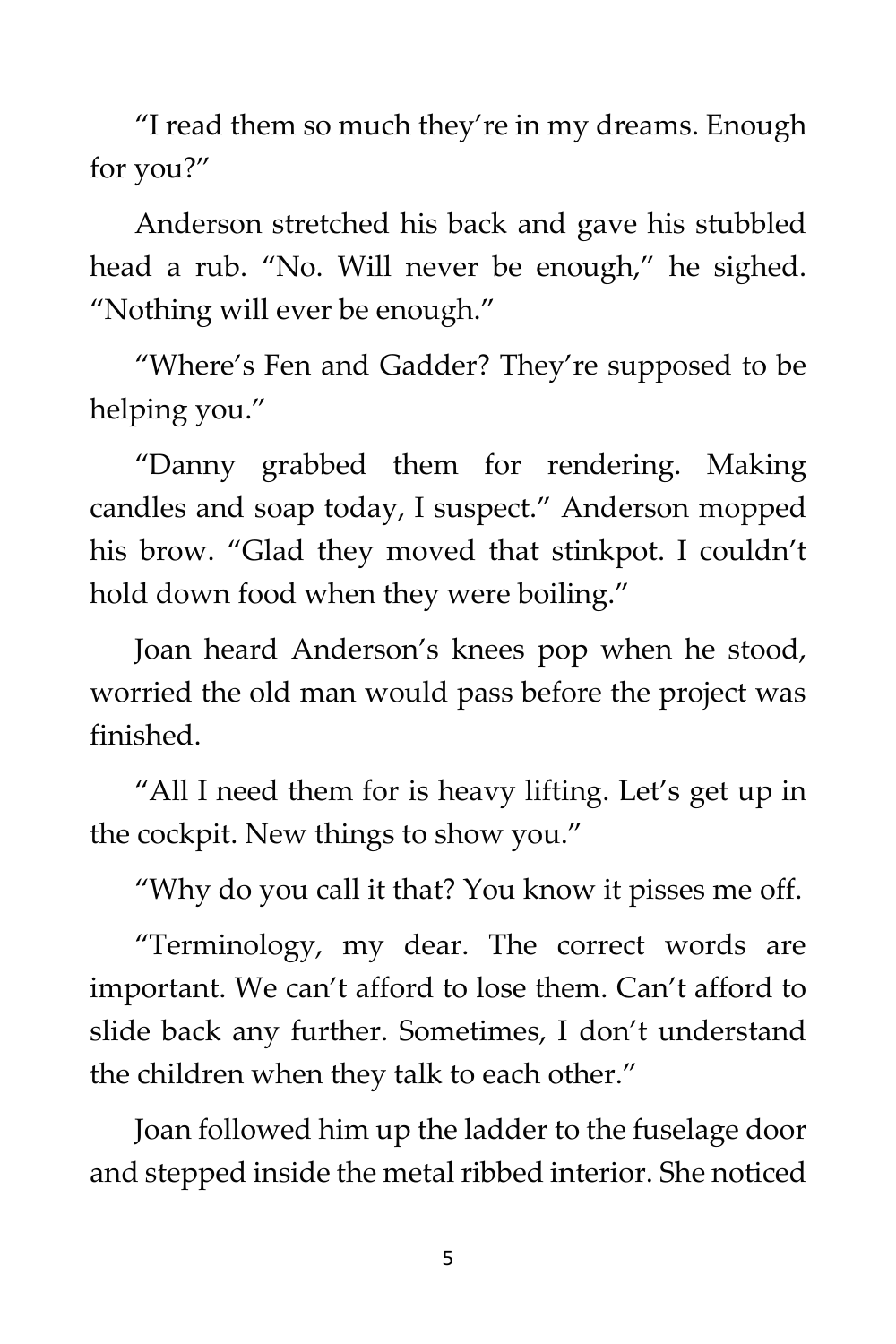"I read them so much they're in my dreams. Enough for you?"

Anderson stretched his back and gave his stubbled head a rub. "No. Will never be enough," he sighed. "Nothing will ever be enough."

"Where's Fen and Gadder? They're supposed to be helping you."

"Danny grabbed them for rendering. Making candles and soap today, I suspect." Anderson mopped his brow. "Glad they moved that stinkpot. I couldn't hold down food when they were boiling."

Joan heard Anderson's knees pop when he stood, worried the old man would pass before the project was finished.

"All I need them for is heavy lifting. Let's get up in the cockpit. New things to show you."

"Why do you call it that? You know it pisses me off.

"Terminology, my dear. The correct words are important. We can't afford to lose them. Can't afford to slide back any further. Sometimes, I don't understand the children when they talk to each other."

Joan followed him up the ladder to the fuselage door and stepped inside the metal ribbed interior. She noticed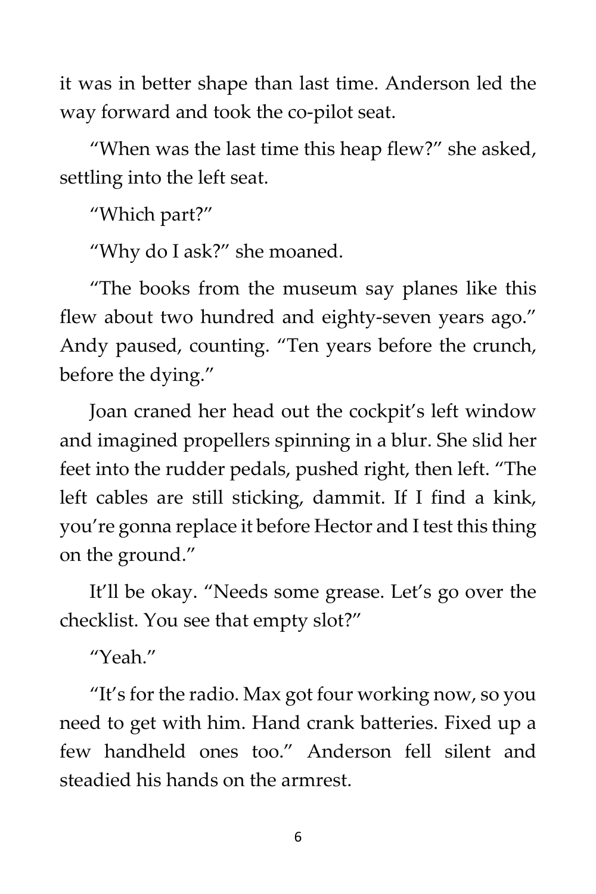it was in better shape than last time. Anderson led the way forward and took the co-pilot seat.

"When was the last time this heap flew?" she asked, settling into the left seat.

"Which part?"

"Why do I ask?" she moaned.

"The books from the museum say planes like this flew about two hundred and eighty-seven years ago." Andy paused, counting. "Ten years before the crunch, before the dying."

Joan craned her head out the cockpit's left window and imagined propellers spinning in a blur. She slid her feet into the rudder pedals, pushed right, then left. "The left cables are still sticking, dammit. If I find a kink, you're gonna replace it before Hector and I test this thing on the ground."

It'll be okay. "Needs some grease. Let's go over the checklist. You see that empty slot?"

"Yeah."

"It's for the radio. Max got four working now, so you need to get with him. Hand crank batteries. Fixed up a few handheld ones too." Anderson fell silent and steadied his hands on the armrest.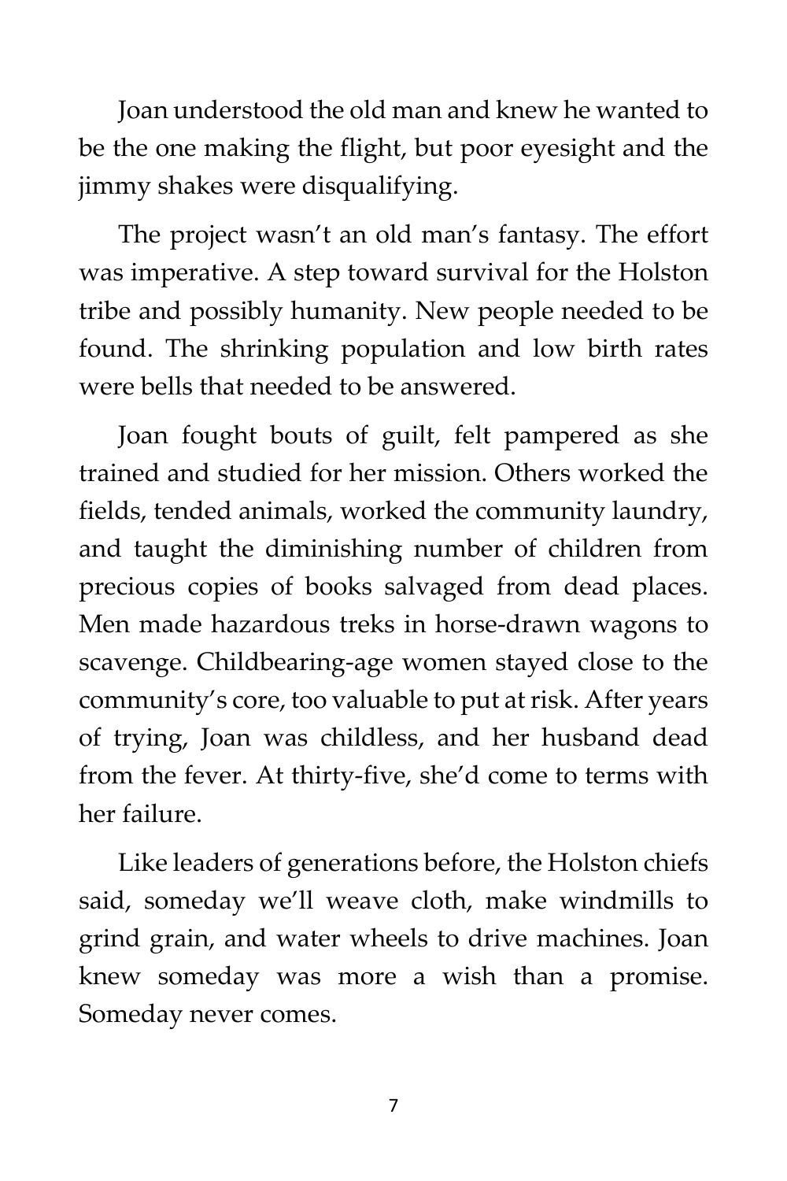Joan understood the old man and knew he wanted to be the one making the flight, but poor eyesight and the jimmy shakes were disqualifying.

The project wasn't an old man's fantasy. The effort was imperative. A step toward survival for the Holston tribe and possibly humanity. New people needed to be found. The shrinking population and low birth rates were bells that needed to be answered.

Joan fought bouts of guilt, felt pampered as she trained and studied for her mission. Others worked the fields, tended animals, worked the community laundry, and taught the diminishing number of children from precious copies of books salvaged from dead places. Men made hazardous treks in horse-drawn wagons to scavenge. Childbearing-age women stayed close to the community's core, too valuable to put at risk. After years of trying, Joan was childless, and her husband dead from the fever. At thirty-five, she'd come to terms with her failure.

Like leaders of generations before, the Holston chiefs said, someday we'll weave cloth, make windmills to grind grain, and water wheels to drive machines. Joan knew someday was more a wish than a promise. Someday never comes.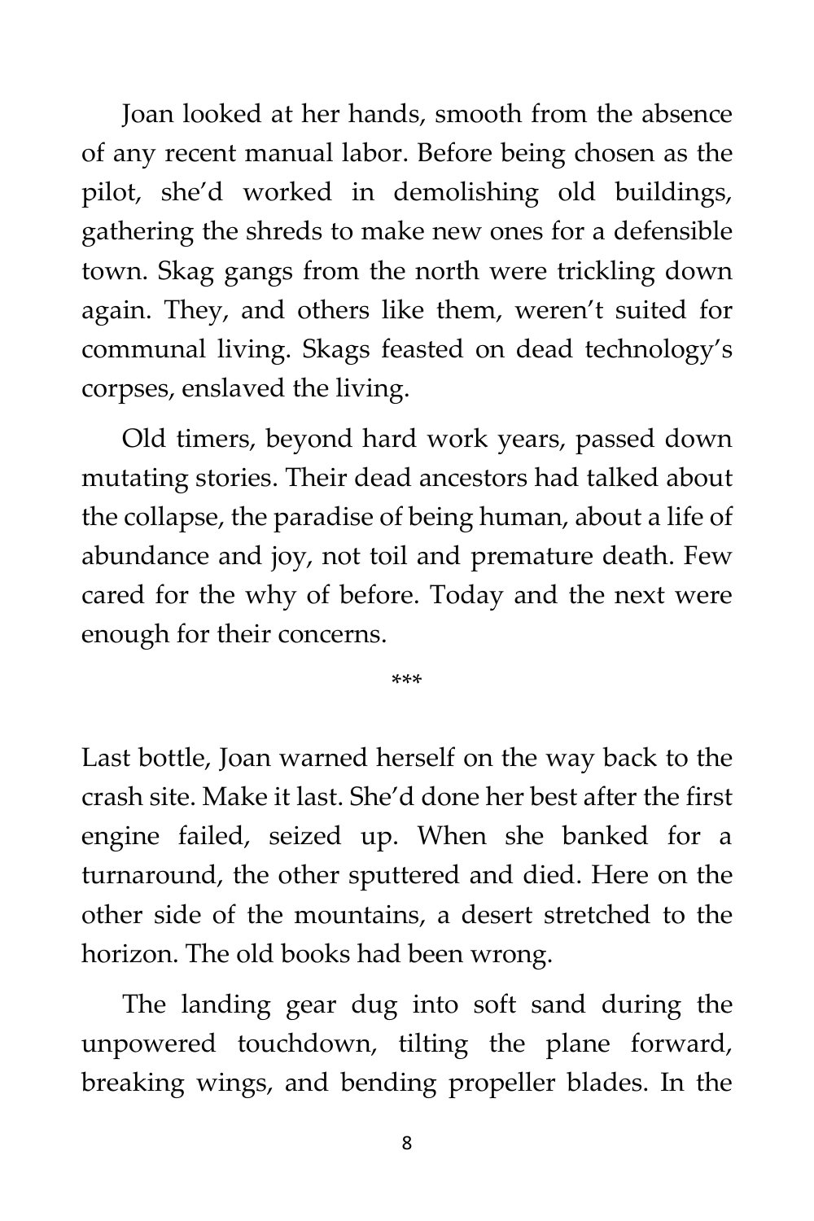Joan looked at her hands, smooth from the absence of any recent manual labor. Before being chosen as the pilot, she'd worked in demolishing old buildings, gathering the shreds to make new ones for a defensible town. Skag gangs from the north were trickling down again. They, and others like them, weren't suited for communal living. Skags feasted on dead technology's corpses, enslaved the living.

Old timers, beyond hard work years, passed down mutating stories. Their dead ancestors had talked about the collapse, the paradise of being human, about a life of abundance and joy, not toil and premature death. Few cared for the why of before. Today and the next were enough for their concerns.

***

Last bottle, Joan warned herself on the way back to the crash site. Make it last. She'd done her best after the first engine failed, seized up. When she banked for a turnaround, the other sputtered and died. Here on the other side of the mountains, a desert stretched to the horizon. The old books had been wrong.

The landing gear dug into soft sand during the unpowered touchdown, tilting the plane forward, breaking wings, and bending propeller blades. In the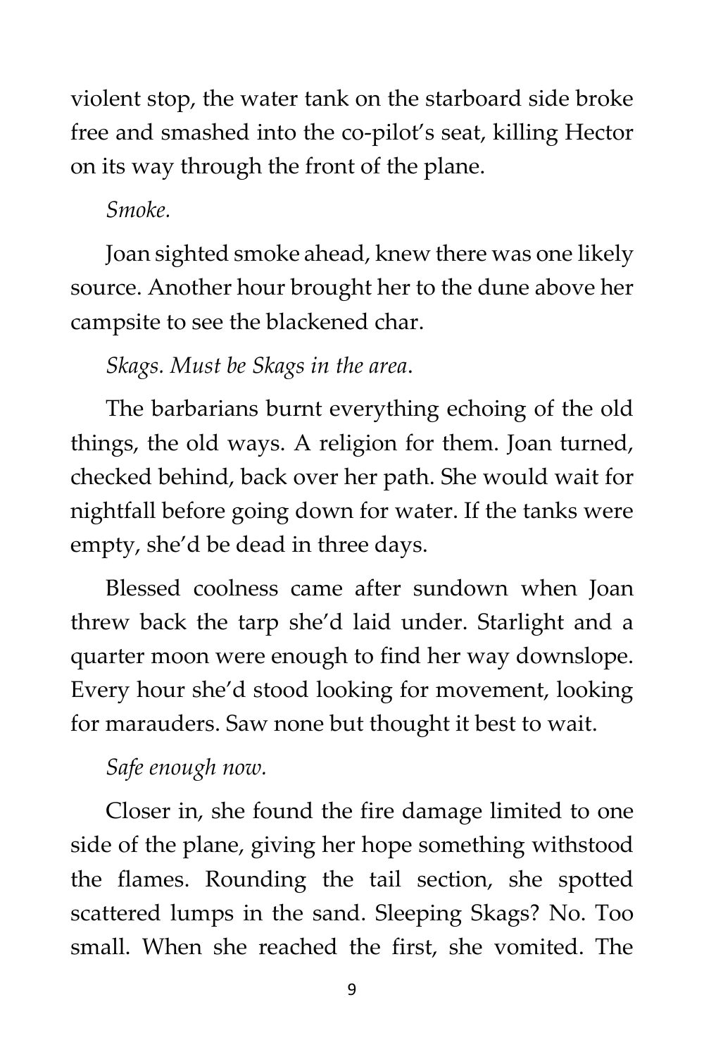violent stop, the water tank on the starboard side broke free and smashed into the co-pilot's seat, killing Hector on its way through the front of the plane.

*Smoke.*

Joan sighted smoke ahead, knew there was one likely source. Another hour brought her to the dune above her campsite to see the blackened char.

*Skags. Must be Skags in the area.*

The barbarians burnt everything echoing of the old things, the old ways. A religion for them. Joan turned, checked behind, back over her path. She would wait for nightfall before going down for water. If the tanks were empty, she'd be dead in three days.

Blessed coolness came after sundown when Joan threw back the tarp she'd laid under. Starlight and a quarter moon were enough to find her way downslope. Every hour she'd stood looking for movement, looking for marauders. Saw none but thought it best to wait.

*Safe enough now.*

Closer in, she found the fire damage limited to one side of the plane, giving her hope something withstood the flames. Rounding the tail section, she spotted scattered lumps in the sand. Sleeping Skags? No. Too small. When she reached the first, she vomited. The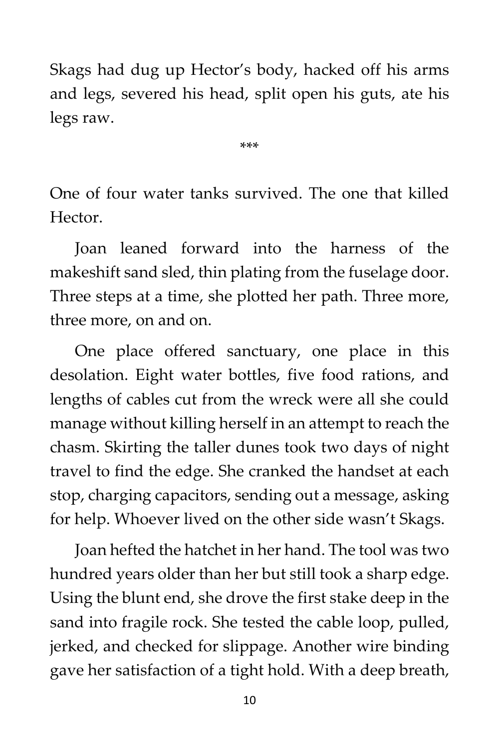Skags had dug up Hector's body, hacked off his arms and legs, severed his head, split open his guts, ate his legs raw.

***

One of four water tanks survived. The one that killed Hector.

Joan leaned forward into the harness of the makeshift sand sled, thin plating from the fuselage door. Three steps at a time, she plotted her path. Three more, three more, on and on.

One place offered sanctuary, one place in this desolation. Eight water bottles, five food rations, and lengths of cables cut from the wreck were all she could manage without killing herself in an attempt to reach the chasm. Skirting the taller dunes took two days of night travel to find the edge. She cranked the handset at each stop, charging capacitors, sending out a message, asking for help. Whoever lived on the other side wasn't Skags.

Joan hefted the hatchet in her hand. The tool was two hundred years older than her but still took a sharp edge. Using the blunt end, she drove the first stake deep in the sand into fragile rock. She tested the cable loop, pulled, jerked, and checked for slippage. Another wire binding gave her satisfaction of a tight hold. With a deep breath,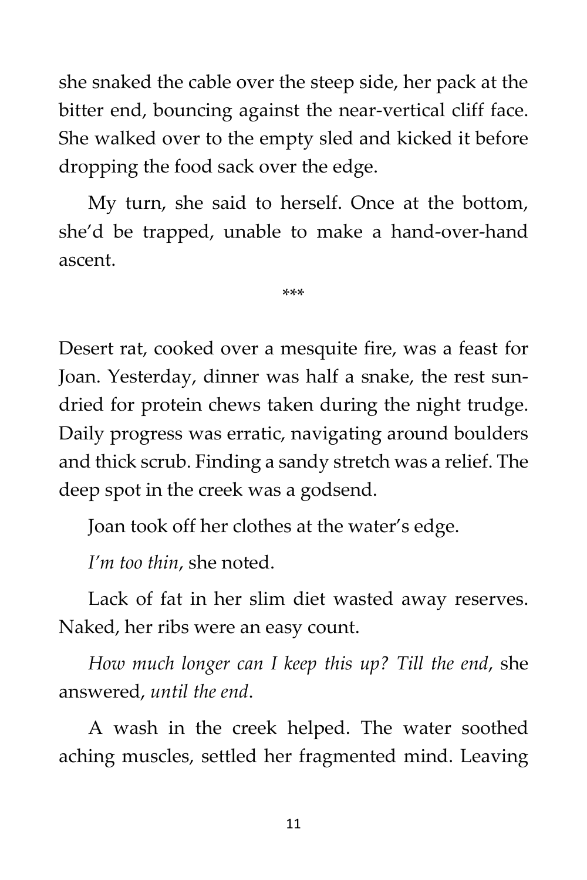she snaked the cable over the steep side, her pack at the bitter end, bouncing against the near-vertical cliff face. She walked over to the empty sled and kicked it before dropping the food sack over the edge.

My turn, she said to herself. Once at the bottom, she'd be trapped, unable to make a hand-over-hand ascent.

***

Desert rat, cooked over a mesquite fire, was a feast for Joan. Yesterday, dinner was half a snake, the rest sun-dried for protein chews taken during the night trudge. Daily progress was erratic, navigating around boulders and thick scrub. Finding a sandy stretch was a relief. The deep spot in the creek was a godsend.

Joan took off her clothes at the water's edge.

*I'm too thin*, she noted.

Lack of fat in her slim diet wasted away reserves. Naked, her ribs were an easy count.

*How much longer can I keep this up? Till the end*, she answered, *until the end*.

A wash in the creek helped. The water soothed aching muscles, settled her fragmented mind. Leaving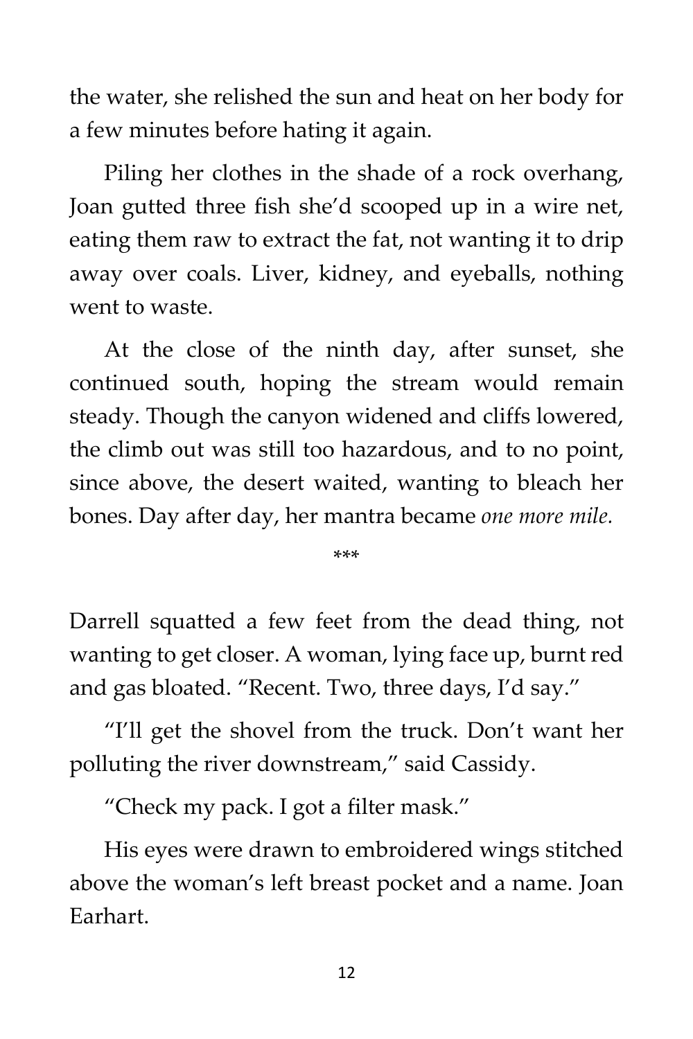the water, she relished the sun and heat on her body for a few minutes before hating it again.

Piling her clothes in the shade of a rock overhang, Joan gutted three fish she'd scooped up in a wire net, eating them raw to extract the fat, not wanting it to drip away over coals. Liver, kidney, and eyeballs, nothing went to waste.

At the close of the ninth day, after sunset, she continued south, hoping the stream would remain steady. Though the canyon widened and cliffs lowered, the climb out was still too hazardous, and to no point, since above, the desert waited, wanting to bleach her bones. Day after day, her mantra became *one more mile.*

***

Darrell squatted a few feet from the dead thing, not wanting to get closer. A woman, lying face up, burnt red and gas bloated. "Recent. Two, three days, I'd say."

"I'll get the shovel from the truck. Don't want her polluting the river downstream," said Cassidy.

"Check my pack. I got a filter mask."

His eyes were drawn to embroidered wings stitched above the woman's left breast pocket and a name. Joan Earhart.